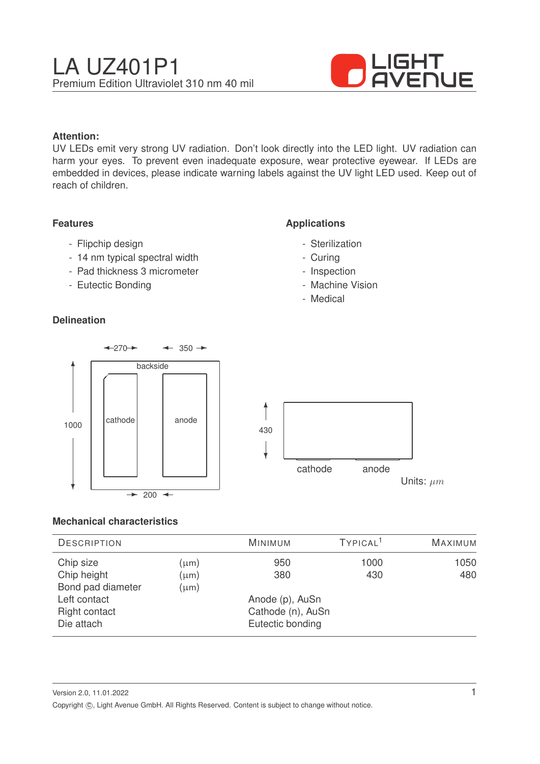# LA UZ401P1

Premium Edition Ultraviolet 310 nm 40 mil

**Attention:**
UV LEDs emit very strong UV radiation. Don't look directly into the LED light. UV radiation can harm your eyes. To prevent even inadequate exposure, wear protective eyewear. If LEDs are embedded in devices, please indicate warning labels against the UV light LED used. Keep out of reach of children.

### Features

- Flipchip design
- 14 nm typical spectral width
- Pad thickness 3 micrometer
- Eutectic Bonding

### Applications

- Sterilization
- Curing
- Inspection
- Machine Vision
- Medical

### Delineation

270 350 backside 1000 cathode anode 200

430 cathode anode

Units: $\mu m$

### Mechanical characteristics

| Description | | Minimum | Typical[1] | Maximum |
|---|---|---|---|---|
| Chip size | ($\mu$m) | 950 | 1000 | 1050 |
| Chip height | ($\mu$m) | 380 | 430 | 480 |
| Bond pad diameter | ($\mu$m) | | | |
| Left contact | | Anode (p), AuSn | | |
| Right contact | | Cathode (n), AuSn | | |
| Die attach | | Eutectic bonding | | |

Version 2.0, 11.01.2022

Copyright ©, Light Avenue GmbH. All Rights Reserved. Content is subject to change without notice.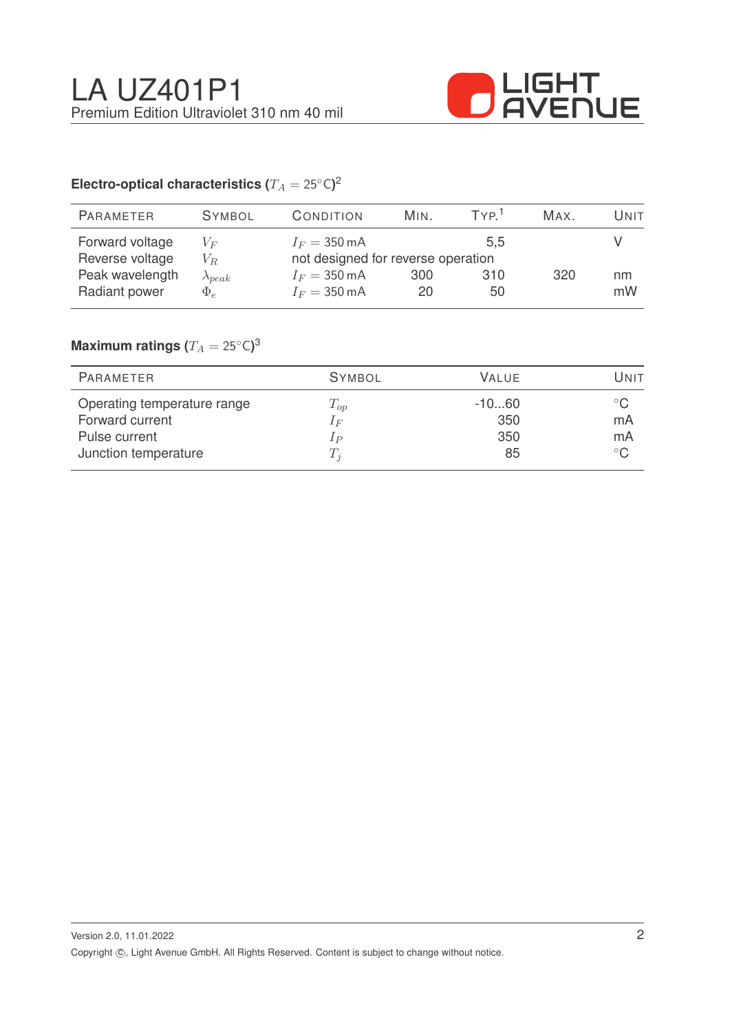## Electro-optical characteristics ($T_A = 25°C$)[2]

| Parameter | Symbol | Condition | Min. | Typ.[1] | Max. | Unit |
|---|---|---|---|---|---|---|
| Forward voltage | $V_F$ | $I_F = 350\,\text{mA}$ | | 5,5 | | V |
| Reverse voltage | $V_R$ | not designed for reverse operation | | | | |
| Peak wavelength | $\lambda_{peak}$ | $I_F = 350\,\text{mA}$ | 300 | 310 | 320 | nm |
| Radiant power | $\Phi_e$ | $I_F = 350\,\text{mA}$ | 20 | 50 | | mW |

## Maximum ratings ($T_A = 25°C$)[3]

| Parameter | Symbol | Value | Unit |
|---|---|---|---|
| Operating temperature range | $T_{op}$ | -10...60 | °C |
| Forward current | $I_F$ | 350 | mA |
| Pulse current | $I_P$ | 350 | mA |
| Junction temperature | $T_j$ | 85 | °C |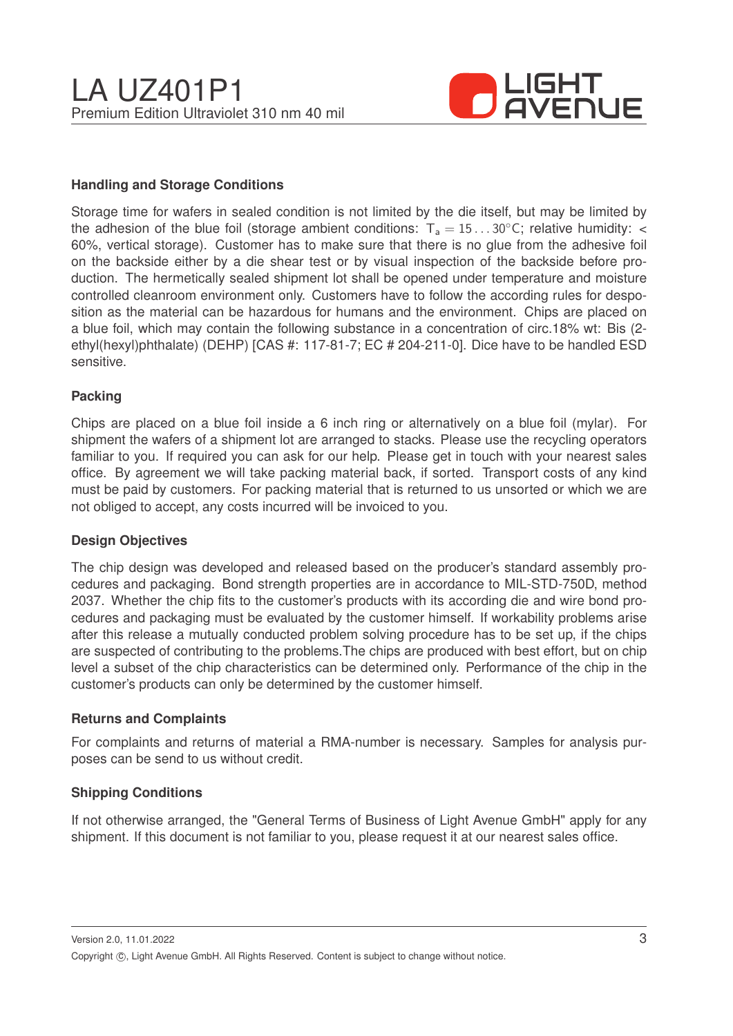## Handling and Storage Conditions

Storage time for wafers in sealed condition is not limited by the die itself, but may be limited by the adhesion of the blue foil (storage ambient conditions: $T_a = 15 \ldots 30°C$; relative humidity: < 60%, vertical storage). Customer has to make sure that there is no glue from the adhesive foil on the backside either by a die shear test or by visual inspection of the backside before production. The hermetically sealed shipment lot shall be opened under temperature and moisture controlled cleanroom environment only. Customers have to follow the according rules for desposition as the material can be hazardous for humans and the environment. Chips are placed on a blue foil, which may contain the following substance in a concentration of circ.18% wt: Bis (2-ethyl(hexyl)phthalate) (DEHP) [CAS #: 117-81-7; EC # 204-211-0]. Dice have to be handled ESD sensitive.

## Packing

Chips are placed on a blue foil inside a 6 inch ring or alternatively on a blue foil (mylar). For shipment the wafers of a shipment lot are arranged to stacks. Please use the recycling operators familiar to you. If required you can ask for our help. Please get in touch with your nearest sales office. By agreement we will take packing material back, if sorted. Transport costs of any kind must be paid by customers. For packing material that is returned to us unsorted or which we are not obliged to accept, any costs incurred will be invoiced to you.

## Design Objectives

The chip design was developed and released based on the producer's standard assembly procedures and packaging. Bond strength properties are in accordance to MIL-STD-750D, method 2037. Whether the chip fits to the customer's products with its according die and wire bond procedures and packaging must be evaluated by the customer himself. If workability problems arise after this release a mutually conducted problem solving procedure has to be set up, if the chips are suspected of contributing to the problems.The chips are produced with best effort, but on chip level a subset of the chip characteristics can be determined only. Performance of the chip in the customer's products can only be determined by the customer himself.

## Returns and Complaints

For complaints and returns of material a RMA-number is necessary. Samples for analysis purposes can be send to us without credit.

## Shipping Conditions

If not otherwise arranged, the "General Terms of Business of Light Avenue GmbH" apply for any shipment. If this document is not familiar to you, please request it at our nearest sales office.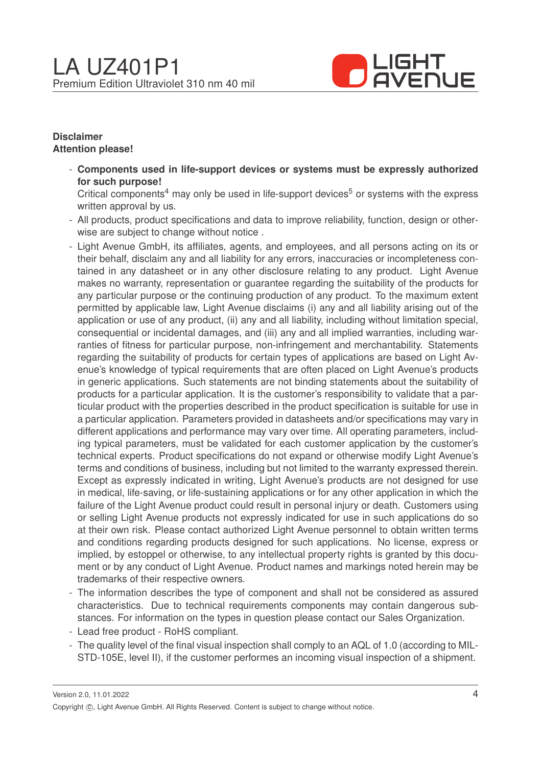**Disclaimer**
**Attention please!**

- **Components used in life-support devices or systems must be expressly authorized for such purpose!**
  Critical components[4] may only be used in life-support devices[5] or systems with the express written approval by us.
- All products, product specifications and data to improve reliability, function, design or otherwise are subject to change without notice .
- Light Avenue GmbH, its affiliates, agents, and employees, and all persons acting on its or their behalf, disclaim any and all liability for any errors, inaccuracies or incompleteness contained in any datasheet or in any other disclosure relating to any product. Light Avenue makes no warranty, representation or guarantee regarding the suitability of the products for any particular purpose or the continuing production of any product. To the maximum extent permitted by applicable law, Light Avenue disclaims (i) any and all liability arising out of the application or use of any product, (ii) any and all liability, including without limitation special, consequential or incidental damages, and (iii) any and all implied warranties, including warranties of fitness for particular purpose, non-infringement and merchantability. Statements regarding the suitability of products for certain types of applications are based on Light Avenue's knowledge of typical requirements that are often placed on Light Avenue's products in generic applications. Such statements are not binding statements about the suitability of products for a particular application. It is the customer's responsibility to validate that a particular product with the properties described in the product specification is suitable for use in a particular application. Parameters provided in datasheets and/or specifications may vary in different applications and performance may vary over time. All operating parameters, including typical parameters, must be validated for each customer application by the customer's technical experts. Product specifications do not expand or otherwise modify Light Avenue's terms and conditions of business, including but not limited to the warranty expressed therein. Except as expressly indicated in writing, Light Avenue's products are not designed for use in medical, life-saving, or life-sustaining applications or for any other application in which the failure of the Light Avenue product could result in personal injury or death. Customers using or selling Light Avenue products not expressly indicated for use in such applications do so at their own risk. Please contact authorized Light Avenue personnel to obtain written terms and conditions regarding products designed for such applications. No license, express or implied, by estoppel or otherwise, to any intellectual property rights is granted by this document or by any conduct of Light Avenue. Product names and markings noted herein may be trademarks of their respective owners.
- The information describes the type of component and shall not be considered as assured characteristics. Due to technical requirements components may contain dangerous substances. For information on the types in question please contact our Sales Organization.
- Lead free product - RoHS compliant.
- The quality level of the final visual inspection shall comply to an AQL of 1.0 (according to MIL-STD-105E, level II), if the customer performes an incoming visual inspection of a shipment.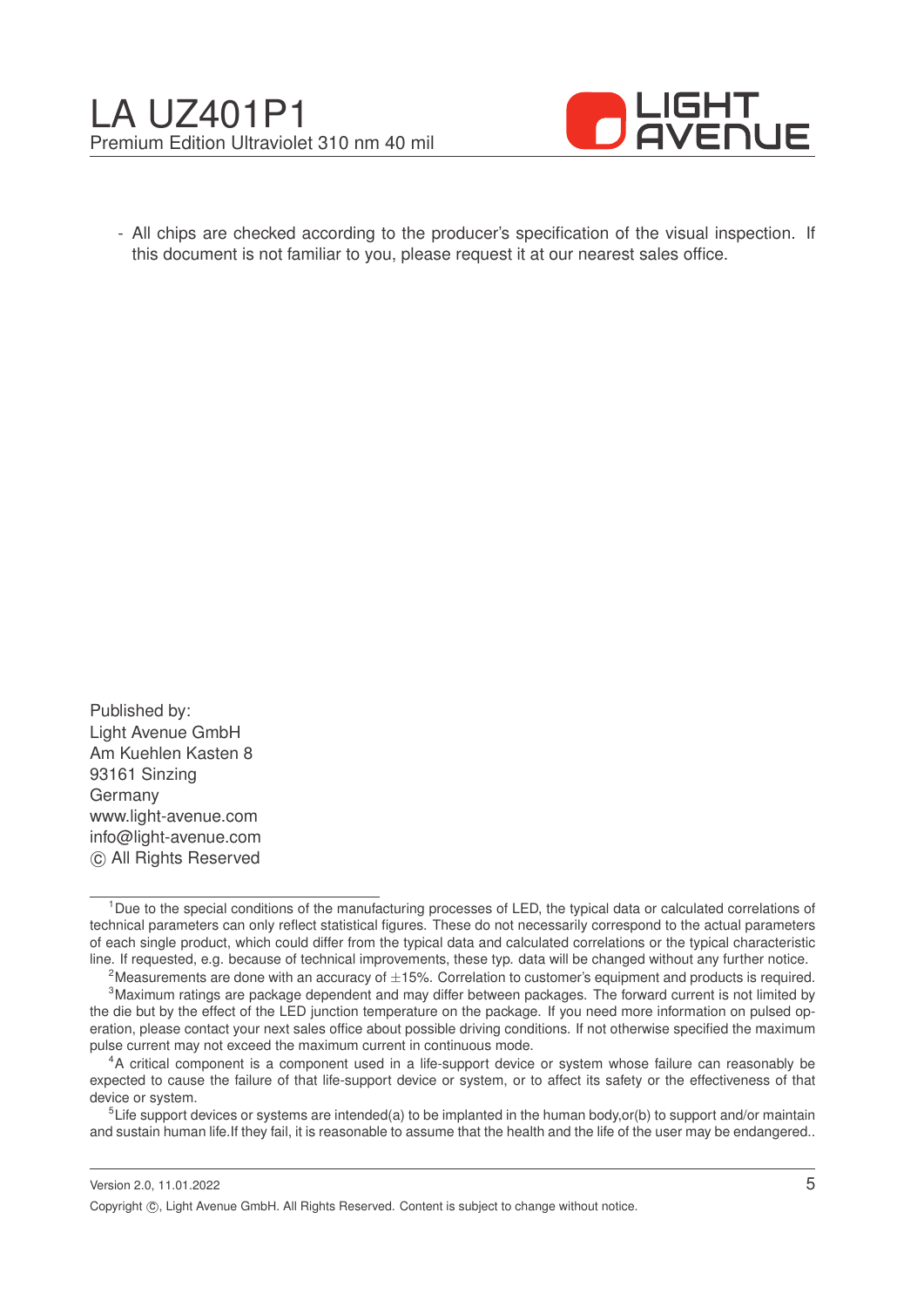- All chips are checked according to the producer's specification of the visual inspection. If this document is not familiar to you, please request it at our nearest sales office.

Published by:
Light Avenue GmbH
Am Kuehlen Kasten 8
93161 Sinzing
Germany
www.light-avenue.com
info@light-avenue.com
© All Rights Reserved

[1] Due to the special conditions of the manufacturing processes of LED, the typical data or calculated correlations of technical parameters can only reflect statistical figures. These do not necessarily correspond to the actual parameters of each single product, which could differ from the typical data and calculated correlations or the typical characteristic line. If requested, e.g. because of technical improvements, these typ. data will be changed without any further notice.

[2] Measurements are done with an accuracy of ±15%. Correlation to customer's equipment and products is required.

[3] Maximum ratings are package dependent and may differ between packages. The forward current is not limited by the die but by the effect of the LED junction temperature on the package. If you need more information on pulsed operation, please contact your next sales office about possible driving conditions. If not otherwise specified the maximum pulse current may not exceed the maximum current in continuous mode.

[4] A critical component is a component used in a life-support device or system whose failure can reasonably be expected to cause the failure of that life-support device or system, or to affect its safety or the effectiveness of that device or system.

[5] Life support devices or systems are intended(a) to be implanted in the human body,or(b) to support and/or maintain and sustain human life.If they fail, it is reasonable to assume that the health and the life of the user may be endangered..